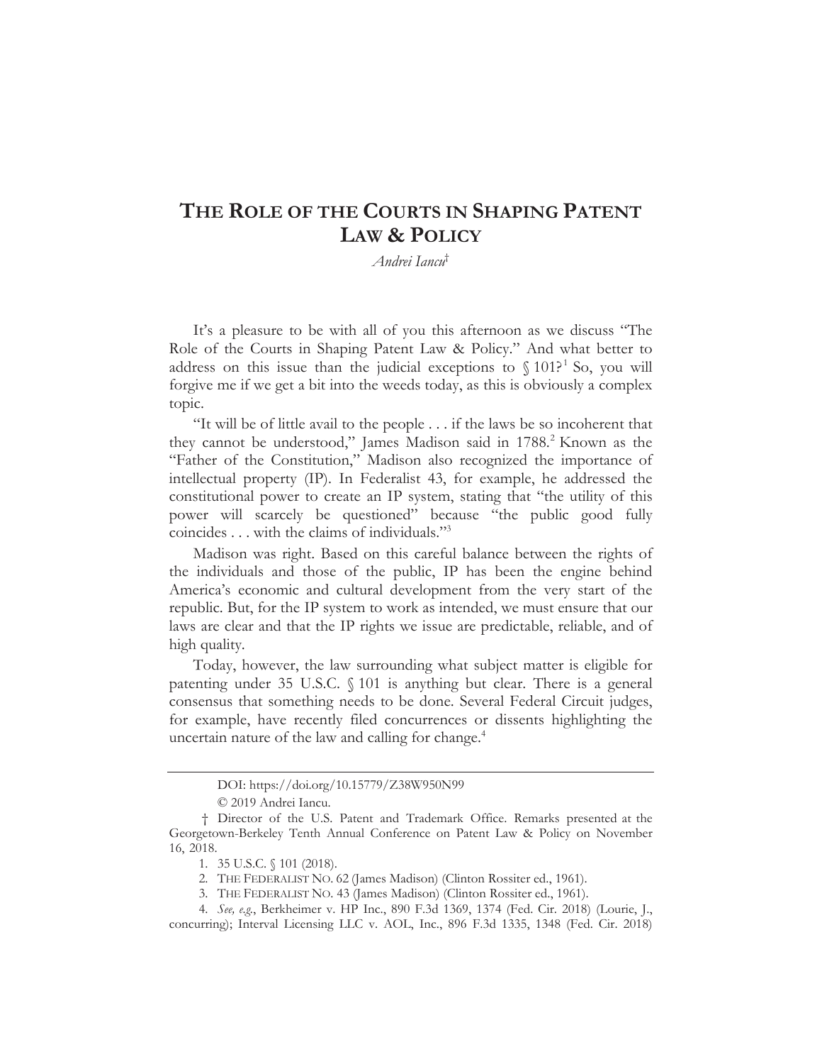# THE ROLE OF THE COURTS IN SHAPING PATENT LAW & POLICY

*Andrei Iancu*†

It's a pleasure to be with all of you this afternoon as we discuss "The Role of the Courts in Shaping Patent Law & Policy." And what better to address on this issue than the judicial exceptions to § 101?[1] So, you will forgive me if we get a bit into the weeds today, as this is obviously a complex topic.

"It will be of little avail to the people . . . if the laws be so incoherent that they cannot be understood," James Madison said in 1788.[2] Known as the "Father of the Constitution," Madison also recognized the importance of intellectual property (IP). In Federalist 43, for example, he addressed the constitutional power to create an IP system, stating that "the utility of this power will scarcely be questioned" because "the public good fully coincides . . . with the claims of individuals."[3]

Madison was right. Based on this careful balance between the rights of the individuals and those of the public, IP has been the engine behind America's economic and cultural development from the very start of the republic. But, for the IP system to work as intended, we must ensure that our laws are clear and that the IP rights we issue are predictable, reliable, and of high quality.

Today, however, the law surrounding what subject matter is eligible for patenting under 35 U.S.C. § 101 is anything but clear. There is a general consensus that something needs to be done. Several Federal Circuit judges, for example, have recently filed concurrences or dissents highlighting the uncertain nature of the law and calling for change.[4]

---

DOI: https://doi.org/10.15779/Z38W950N99

© 2019 Andrei Iancu.

† Director of the U.S. Patent and Trademark Office. Remarks presented at the Georgetown-Berkeley Tenth Annual Conference on Patent Law & Policy on November 16, 2018.

1. 35 U.S.C. § 101 (2018).

2. THE FEDERALIST NO. 62 (James Madison) (Clinton Rossiter ed., 1961).

3. THE FEDERALIST NO. 43 (James Madison) (Clinton Rossiter ed., 1961).

4. *See, e.g.*, Berkheimer v. HP Inc., 890 F.3d 1369, 1374 (Fed. Cir. 2018) (Lourie, J., concurring); Interval Licensing LLC v. AOL, Inc., 896 F.3d 1335, 1348 (Fed. Cir. 2018)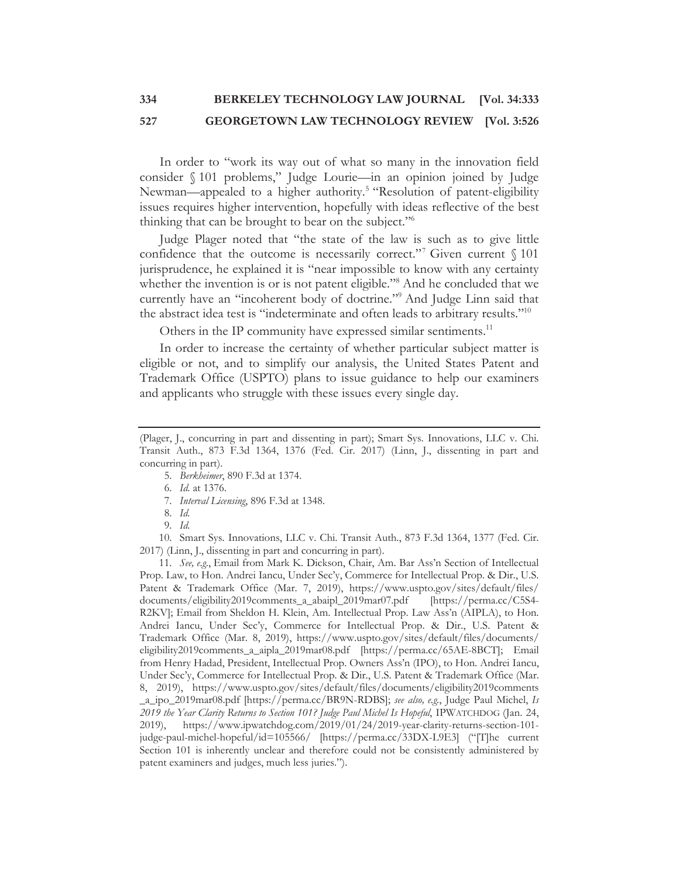In order to "work its way out of what so many in the innovation field consider § 101 problems," Judge Lourie—in an opinion joined by Judge Newman—appealed to a higher authority.[5] "Resolution of patent-eligibility issues requires higher intervention, hopefully with ideas reflective of the best thinking that can be brought to bear on the subject."[6]

Judge Plager noted that "the state of the law is such as to give little confidence that the outcome is necessarily correct."[7] Given current § 101 jurisprudence, he explained it is "near impossible to know with any certainty whether the invention is or is not patent eligible."[8] And he concluded that we currently have an "incoherent body of doctrine."[9] And Judge Linn said that the abstract idea test is "indeterminate and often leads to arbitrary results."[10]

Others in the IP community have expressed similar sentiments.[11]

In order to increase the certainty of whether particular subject matter is eligible or not, and to simplify our analysis, the United States Patent and Trademark Office (USPTO) plans to issue guidance to help our examiners and applicants who struggle with these issues every single day.

---

(Plager, J., concurring in part and dissenting in part); Smart Sys. Innovations, LLC v. Chi. Transit Auth., 873 F.3d 1364, 1376 (Fed. Cir. 2017) (Linn, J., dissenting in part and concurring in part).

5. *Berkheimer*, 890 F.3d at 1374.

6. *Id.* at 1376.

7. *Interval Licensing*, 896 F.3d at 1348.

8. *Id.*

9. *Id.*

10. Smart Sys. Innovations, LLC v. Chi. Transit Auth., 873 F.3d 1364, 1377 (Fed. Cir. 2017) (Linn, J., dissenting in part and concurring in part).

11. *See, e.g.*, Email from Mark K. Dickson, Chair, Am. Bar Ass'n Section of Intellectual Prop. Law, to Hon. Andrei Iancu, Under Sec'y, Commerce for Intellectual Prop. & Dir., U.S. Patent & Trademark Office (Mar. 7, 2019), https://www.uspto.gov/sites/default/files/documents/eligibility2019comments_a_abaipl_2019mar07.pdf [https://perma.cc/C5S4-R2KV]; Email from Sheldon H. Klein, Am. Intellectual Prop. Law Ass'n (AIPLA), to Hon. Andrei Iancu, Under Sec'y, Commerce for Intellectual Prop. & Dir., U.S. Patent & Trademark Office (Mar. 8, 2019), https://www.uspto.gov/sites/default/files/documents/eligibility2019comments_a_aipla_2019mar08.pdf [https://perma.cc/65AE-8BCT]; Email from Henry Hadad, President, Intellectual Prop. Owners Ass'n (IPO), to Hon. Andrei Iancu, Under Sec'y, Commerce for Intellectual Prop. & Dir., U.S. Patent & Trademark Office (Mar. 8, 2019), https://www.uspto.gov/sites/default/files/documents/eligibility2019comments_a_ipo_2019mar08.pdf [https://perma.cc/BR9N-RDBS]; *see also, e.g.*, Judge Paul Michel, *Is 2019 the Year Clarity Returns to Section 101? Judge Paul Michel Is Hopeful*, IPWATCHDOG (Jan. 24, 2019), https://www.ipwatchdog.com/2019/01/24/2019-year-clarity-returns-section-101-judge-paul-michel-hopeful/id=105566/ [https://perma.cc/33DX-L9E3] ("[T]he current Section 101 is inherently unclear and therefore could not be consistently administered by patent examiners and judges, much less juries.").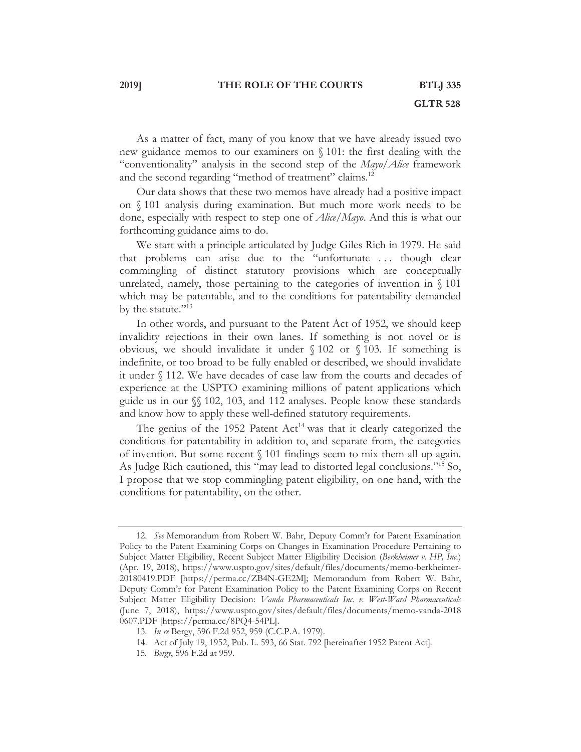As a matter of fact, many of you know that we have already issued two new guidance memos to our examiners on § 101: the first dealing with the "conventionality" analysis in the second step of the *Mayo*/*Alice* framework and the second regarding "method of treatment" claims.[12]

Our data shows that these two memos have already had a positive impact on § 101 analysis during examination. But much more work needs to be done, especially with respect to step one of *Alice*/*Mayo*. And this is what our forthcoming guidance aims to do.

We start with a principle articulated by Judge Giles Rich in 1979. He said that problems can arise due to the "unfortunate . . . though clear commingling of distinct statutory provisions which are conceptually unrelated, namely, those pertaining to the categories of invention in § 101 which may be patentable, and to the conditions for patentability demanded by the statute."[13]

In other words, and pursuant to the Patent Act of 1952, we should keep invalidity rejections in their own lanes. If something is not novel or is obvious, we should invalidate it under § 102 or § 103. If something is indefinite, or too broad to be fully enabled or described, we should invalidate it under § 112. We have decades of case law from the courts and decades of experience at the USPTO examining millions of patent applications which guide us in our §§ 102, 103, and 112 analyses. People know these standards and know how to apply these well-defined statutory requirements.

The genius of the 1952 Patent Act[14] was that it clearly categorized the conditions for patentability in addition to, and separate from, the categories of invention. But some recent § 101 findings seem to mix them all up again. As Judge Rich cautioned, this "may lead to distorted legal conclusions."[15] So, I propose that we stop commingling patent eligibility, on one hand, with the conditions for patentability, on the other.

---

12. *See* Memorandum from Robert W. Bahr, Deputy Comm'r for Patent Examination Policy to the Patent Examining Corps on Changes in Examination Procedure Pertaining to Subject Matter Eligibility, Recent Subject Matter Eligibility Decision (*Berkheimer v. HP, Inc.*) (Apr. 19, 2018), https://www.uspto.gov/sites/default/files/documents/memo-berkheimer-20180419.PDF [https://perma.cc/ZB4N-GE2M]; Memorandum from Robert W. Bahr, Deputy Comm'r for Patent Examination Policy to the Patent Examining Corps on Recent Subject Matter Eligibility Decision: *Vanda Pharmaceuticals Inc. v. West-Ward Pharmaceuticals* (June 7, 2018), https://www.uspto.gov/sites/default/files/documents/memo-vanda-20180607.PDF [https://perma.cc/8PQ4-54PL].

13. *In re* Bergy, 596 F.2d 952, 959 (C.C.P.A. 1979).

14. Act of July 19, 1952, Pub. L. 593, 66 Stat. 792 [hereinafter 1952 Patent Act].

15. *Bergy*, 596 F.2d at 959.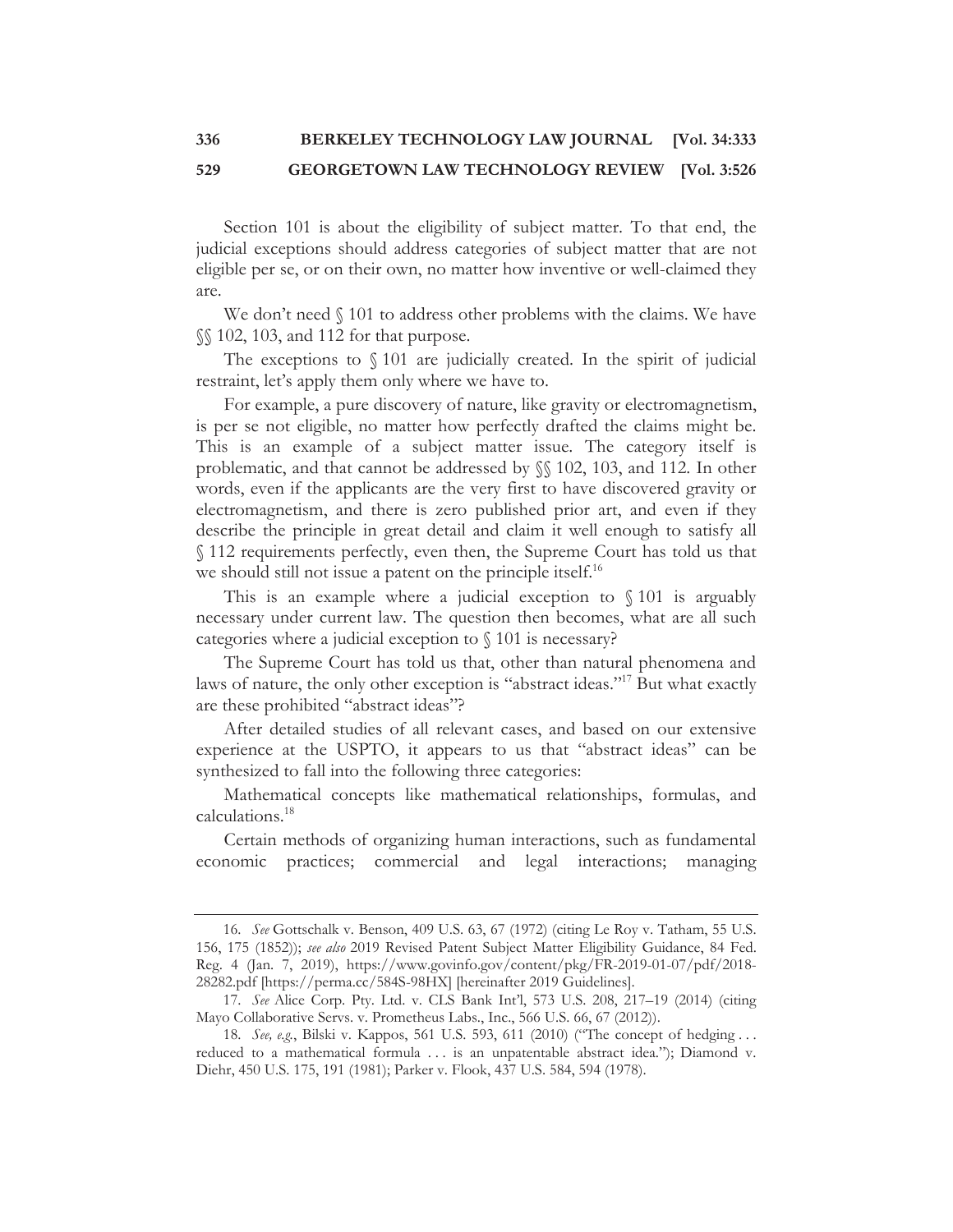Section 101 is about the eligibility of subject matter. To that end, the judicial exceptions should address categories of subject matter that are not eligible per se, or on their own, no matter how inventive or well-claimed they are.

We don't need § 101 to address other problems with the claims. We have §§ 102, 103, and 112 for that purpose.

The exceptions to § 101 are judicially created. In the spirit of judicial restraint, let's apply them only where we have to.

For example, a pure discovery of nature, like gravity or electromagnetism, is per se not eligible, no matter how perfectly drafted the claims might be. This is an example of a subject matter issue. The category itself is problematic, and that cannot be addressed by §§ 102, 103, and 112. In other words, even if the applicants are the very first to have discovered gravity or electromagnetism, and there is zero published prior art, and even if they describe the principle in great detail and claim it well enough to satisfy all § 112 requirements perfectly, even then, the Supreme Court has told us that we should still not issue a patent on the principle itself.[16]

This is an example where a judicial exception to § 101 is arguably necessary under current law. The question then becomes, what are all such categories where a judicial exception to § 101 is necessary?

The Supreme Court has told us that, other than natural phenomena and laws of nature, the only other exception is "abstract ideas."[17] But what exactly are these prohibited "abstract ideas"?

After detailed studies of all relevant cases, and based on our extensive experience at the USPTO, it appears to us that "abstract ideas" can be synthesized to fall into the following three categories:

Mathematical concepts like mathematical relationships, formulas, and calculations.[18]

Certain methods of organizing human interactions, such as fundamental economic practices; commercial and legal interactions; managing

---

16. *See* Gottschalk v. Benson, 409 U.S. 63, 67 (1972) (citing Le Roy v. Tatham, 55 U.S. 156, 175 (1852)); *see also* 2019 Revised Patent Subject Matter Eligibility Guidance, 84 Fed. Reg. 4 (Jan. 7, 2019), https://www.govinfo.gov/content/pkg/FR-2019-01-07/pdf/2018-28282.pdf [https://perma.cc/584S-98HX] [hereinafter 2019 Guidelines].

17. *See* Alice Corp. Pty. Ltd. v. CLS Bank Int'l, 573 U.S. 208, 217–19 (2014) (citing Mayo Collaborative Servs. v. Prometheus Labs., Inc., 566 U.S. 66, 67 (2012)).

18. *See, e.g.*, Bilski v. Kappos, 561 U.S. 593, 611 (2010) ("The concept of hedging . . . reduced to a mathematical formula . . . is an unpatentable abstract idea."); Diamond v. Diehr, 450 U.S. 175, 191 (1981); Parker v. Flook, 437 U.S. 584, 594 (1978).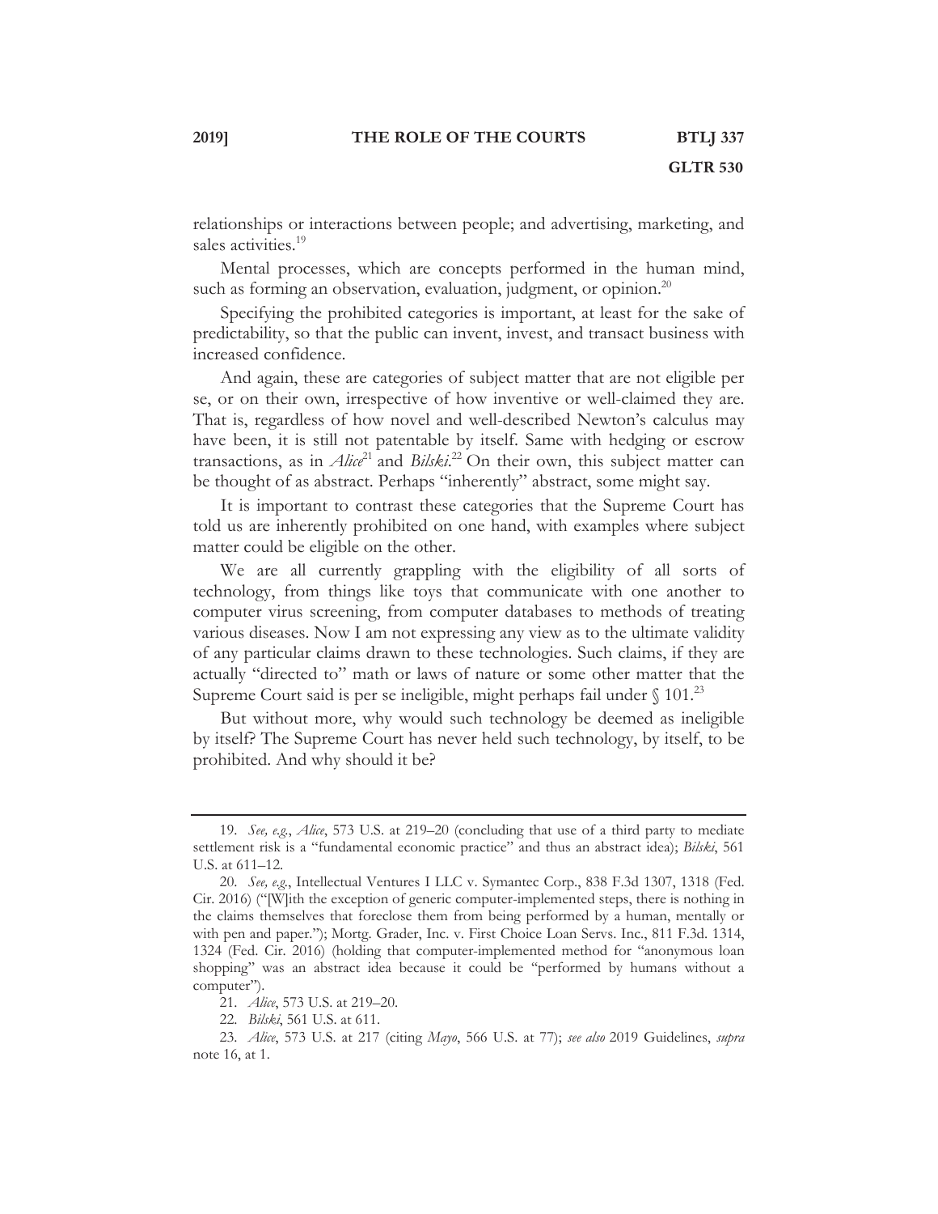relationships or interactions between people; and advertising, marketing, and sales activities.[19]

Mental processes, which are concepts performed in the human mind, such as forming an observation, evaluation, judgment, or opinion.[20]

Specifying the prohibited categories is important, at least for the sake of predictability, so that the public can invent, invest, and transact business with increased confidence.

And again, these are categories of subject matter that are not eligible per se, or on their own, irrespective of how inventive or well-claimed they are. That is, regardless of how novel and well-described Newton's calculus may have been, it is still not patentable by itself. Same with hedging or escrow transactions, as in *Alice*[21] and *Bilski*.[22] On their own, this subject matter can be thought of as abstract. Perhaps "inherently" abstract, some might say.

It is important to contrast these categories that the Supreme Court has told us are inherently prohibited on one hand, with examples where subject matter could be eligible on the other.

We are all currently grappling with the eligibility of all sorts of technology, from things like toys that communicate with one another to computer virus screening, from computer databases to methods of treating various diseases. Now I am not expressing any view as to the ultimate validity of any particular claims drawn to these technologies. Such claims, if they are actually "directed to" math or laws of nature or some other matter that the Supreme Court said is per se ineligible, might perhaps fail under § 101.[23]

But without more, why would such technology be deemed as ineligible by itself? The Supreme Court has never held such technology, by itself, to be prohibited. And why should it be?

---

19. *See, e.g.*, *Alice*, 573 U.S. at 219–20 (concluding that use of a third party to mediate settlement risk is a "fundamental economic practice" and thus an abstract idea); *Bilski*, 561 U.S. at 611–12.

20. *See, e.g.*, Intellectual Ventures I LLC v. Symantec Corp., 838 F.3d 1307, 1318 (Fed. Cir. 2016) ("[W]ith the exception of generic computer-implemented steps, there is nothing in the claims themselves that foreclose them from being performed by a human, mentally or with pen and paper."); Mortg. Grader, Inc. v. First Choice Loan Servs. Inc., 811 F.3d. 1314, 1324 (Fed. Cir. 2016) (holding that computer-implemented method for "anonymous loan shopping" was an abstract idea because it could be "performed by humans without a computer").

21. *Alice*, 573 U.S. at 219–20.

22. *Bilski*, 561 U.S. at 611.

23. *Alice*, 573 U.S. at 217 (citing *Mayo*, 566 U.S. at 77); *see also* 2019 Guidelines, *supra* note 16, at 1.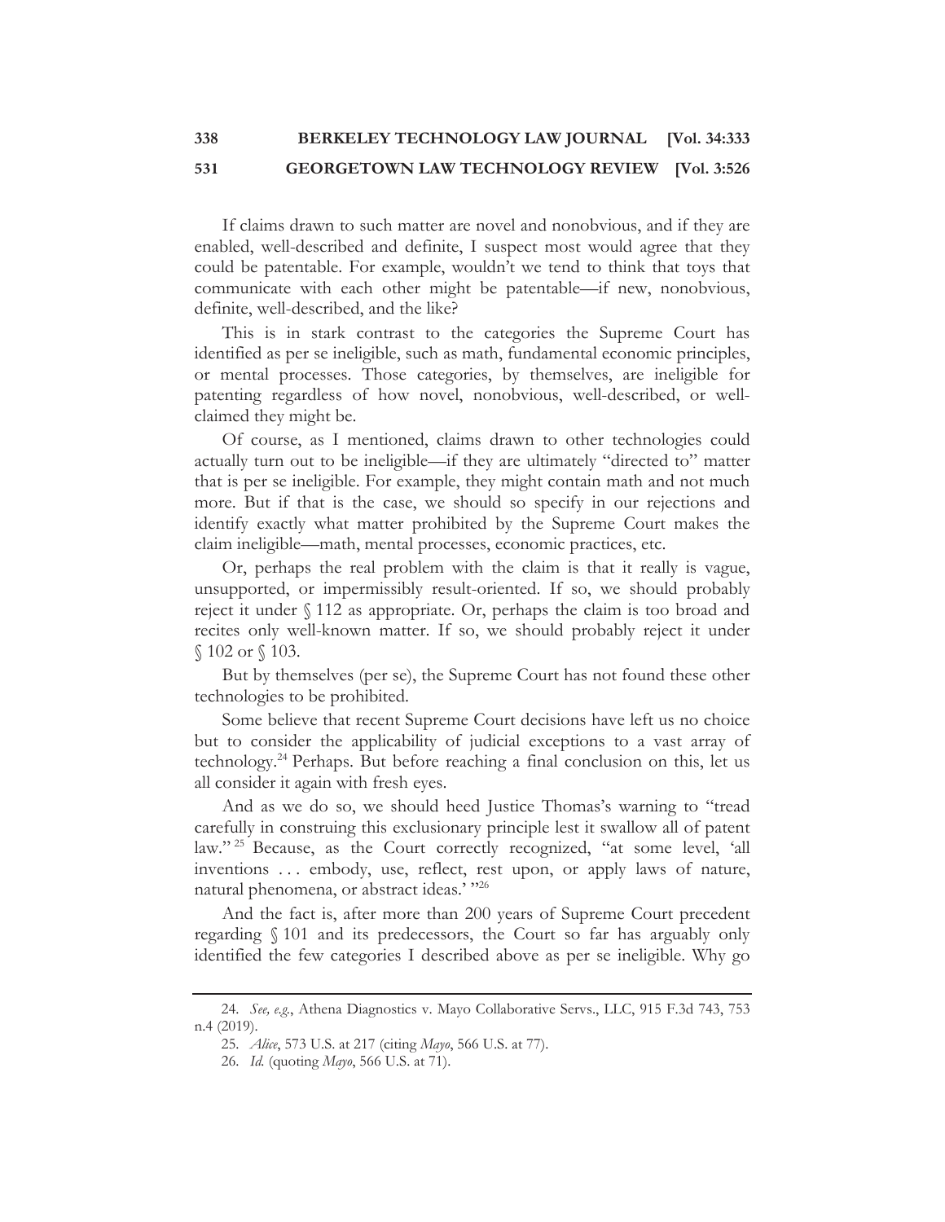If claims drawn to such matter are novel and nonobvious, and if they are enabled, well-described and definite, I suspect most would agree that they could be patentable. For example, wouldn't we tend to think that toys that communicate with each other might be patentable—if new, nonobvious, definite, well-described, and the like?

This is in stark contrast to the categories the Supreme Court has identified as per se ineligible, such as math, fundamental economic principles, or mental processes. Those categories, by themselves, are ineligible for patenting regardless of how novel, nonobvious, well-described, or well-claimed they might be.

Of course, as I mentioned, claims drawn to other technologies could actually turn out to be ineligible—if they are ultimately "directed to" matter that is per se ineligible. For example, they might contain math and not much more. But if that is the case, we should so specify in our rejections and identify exactly what matter prohibited by the Supreme Court makes the claim ineligible—math, mental processes, economic practices, etc.

Or, perhaps the real problem with the claim is that it really is vague, unsupported, or impermissibly result-oriented. If so, we should probably reject it under § 112 as appropriate. Or, perhaps the claim is too broad and recites only well-known matter. If so, we should probably reject it under § 102 or § 103.

But by themselves (per se), the Supreme Court has not found these other technologies to be prohibited.

Some believe that recent Supreme Court decisions have left us no choice but to consider the applicability of judicial exceptions to a vast array of technology.[24] Perhaps. But before reaching a final conclusion on this, let us all consider it again with fresh eyes.

And as we do so, we should heed Justice Thomas's warning to "tread carefully in construing this exclusionary principle lest it swallow all of patent law."[25] Because, as the Court correctly recognized, "at some level, 'all inventions . . . embody, use, reflect, rest upon, or apply laws of nature, natural phenomena, or abstract ideas.' "[26]

And the fact is, after more than 200 years of Supreme Court precedent regarding § 101 and its predecessors, the Court so far has arguably only identified the few categories I described above as per se ineligible. Why go

---

24. *See, e.g.*, Athena Diagnostics v. Mayo Collaborative Servs., LLC, 915 F.3d 743, 753 n.4 (2019).

25. *Alice*, 573 U.S. at 217 (citing *Mayo*, 566 U.S. at 77).

26. *Id.* (quoting *Mayo*, 566 U.S. at 71).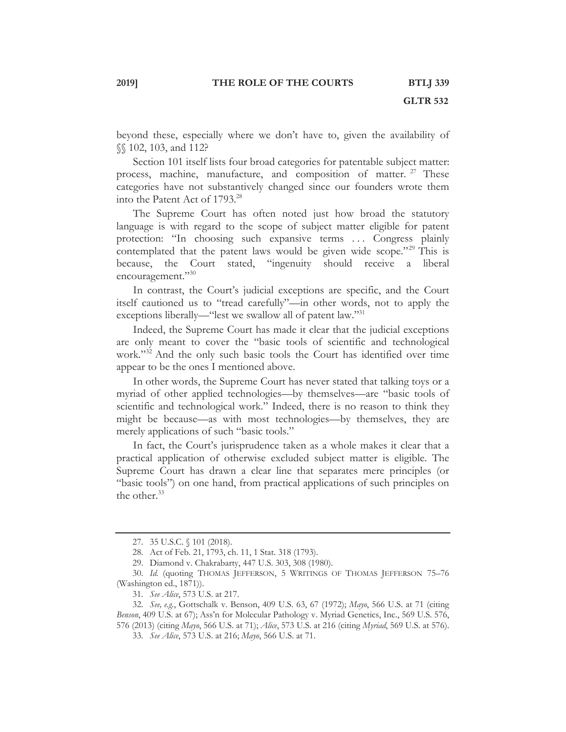beyond these, especially where we don't have to, given the availability of §§ 102, 103, and 112?

Section 101 itself lists four broad categories for patentable subject matter: process, machine, manufacture, and composition of matter.[27] These categories have not substantively changed since our founders wrote them into the Patent Act of 1793.[28]

The Supreme Court has often noted just how broad the statutory language is with regard to the scope of subject matter eligible for patent protection: "In choosing such expansive terms . . . Congress plainly contemplated that the patent laws would be given wide scope."[29] This is because, the Court stated, "ingenuity should receive a liberal encouragement."[30]

In contrast, the Court's judicial exceptions are specific, and the Court itself cautioned us to "tread carefully"—in other words, not to apply the exceptions liberally—"lest we swallow all of patent law."[31]

Indeed, the Supreme Court has made it clear that the judicial exceptions are only meant to cover the "basic tools of scientific and technological work."[32] And the only such basic tools the Court has identified over time appear to be the ones I mentioned above.

In other words, the Supreme Court has never stated that talking toys or a myriad of other applied technologies—by themselves—are "basic tools of scientific and technological work." Indeed, there is no reason to think they might be because—as with most technologies—by themselves, they are merely applications of such "basic tools."

In fact, the Court's jurisprudence taken as a whole makes it clear that a practical application of otherwise excluded subject matter is eligible. The Supreme Court has drawn a clear line that separates mere principles (or "basic tools") on one hand, from practical applications of such principles on the other.[33]

---

27. 35 U.S.C. § 101 (2018).

28. Act of Feb. 21, 1793, ch. 11, 1 Stat. 318 (1793).

29. Diamond v. Chakrabarty, 447 U.S. 303, 308 (1980).

30. *Id.* (quoting THOMAS JEFFERSON, 5 WRITINGS OF THOMAS JEFFERSON 75–76 (Washington ed., 1871)).

31. *See Alice*, 573 U.S. at 217.

32. *See, e.g.*, Gottschalk v. Benson, 409 U.S. 63, 67 (1972); *Mayo*, 566 U.S. at 71 (citing *Benson*, 409 U.S. at 67); Ass'n for Molecular Pathology v. Myriad Genetics, Inc., 569 U.S. 576, 576 (2013) (citing *Mayo*, 566 U.S. at 71); *Alice*, 573 U.S. at 216 (citing *Myriad*, 569 U.S. at 576).

33. *See Alice*, 573 U.S. at 216; *Mayo*, 566 U.S. at 71.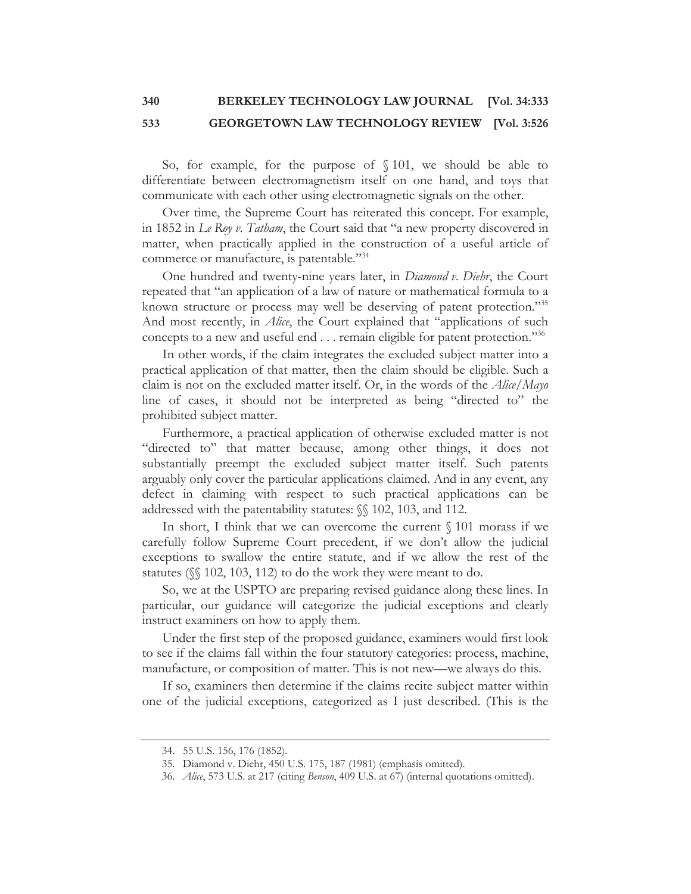So, for example, for the purpose of § 101, we should be able to differentiate between electromagnetism itself on one hand, and toys that communicate with each other using electromagnetic signals on the other.

Over time, the Supreme Court has reiterated this concept. For example, in 1852 in *Le Roy v. Tatham*, the Court said that "a new property discovered in matter, when practically applied in the construction of a useful article of commerce or manufacture, is patentable."[34]

One hundred and twenty-nine years later, in *Diamond v. Diehr*, the Court repeated that "an application of a law of nature or mathematical formula to a known structure or process may well be deserving of patent protection."[35] And most recently, in *Alice*, the Court explained that "applications of such concepts to a new and useful end . . . remain eligible for patent protection."[36]

In other words, if the claim integrates the excluded subject matter into a practical application of that matter, then the claim should be eligible. Such a claim is not on the excluded matter itself. Or, in the words of the *Alice*/*Mayo* line of cases, it should not be interpreted as being "directed to" the prohibited subject matter.

Furthermore, a practical application of otherwise excluded matter is not "directed to" that matter because, among other things, it does not substantially preempt the excluded subject matter itself. Such patents arguably only cover the particular applications claimed. And in any event, any defect in claiming with respect to such practical applications can be addressed with the patentability statutes: §§ 102, 103, and 112.

In short, I think that we can overcome the current § 101 morass if we carefully follow Supreme Court precedent, if we don't allow the judicial exceptions to swallow the entire statute, and if we allow the rest of the statutes (§§ 102, 103, 112) to do the work they were meant to do.

So, we at the USPTO are preparing revised guidance along these lines. In particular, our guidance will categorize the judicial exceptions and clearly instruct examiners on how to apply them.

Under the first step of the proposed guidance, examiners would first look to see if the claims fall within the four statutory categories: process, machine, manufacture, or composition of matter. This is not new—we always do this.

If so, examiners then determine if the claims recite subject matter within one of the judicial exceptions, categorized as I just described. (This is the

---

34. 55 U.S. 156, 176 (1852).

35. Diamond v. Diehr, 450 U.S. 175, 187 (1981) (emphasis omitted).

36. *Alice*, 573 U.S. at 217 (citing *Benson*, 409 U.S. at 67) (internal quotations omitted).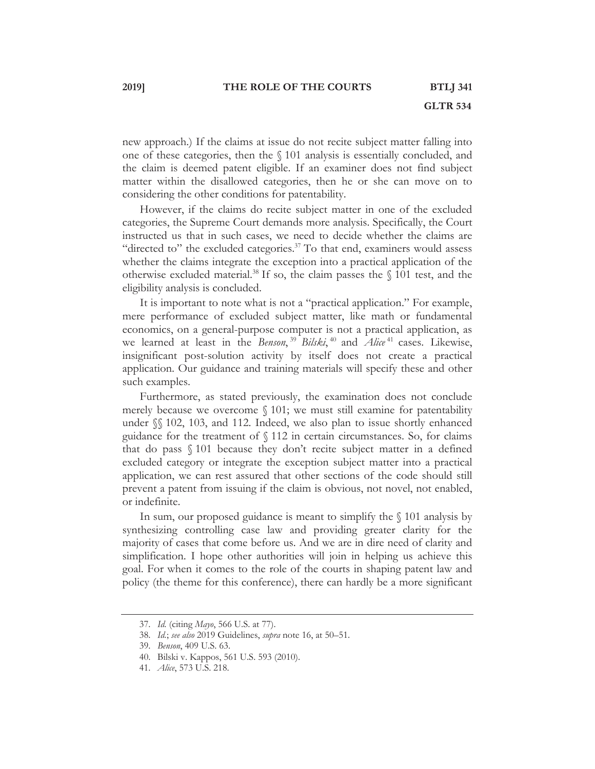new approach.) If the claims at issue do not recite subject matter falling into one of these categories, then the § 101 analysis is essentially concluded, and the claim is deemed patent eligible. If an examiner does not find subject matter within the disallowed categories, then he or she can move on to considering the other conditions for patentability.

However, if the claims do recite subject matter in one of the excluded categories, the Supreme Court demands more analysis. Specifically, the Court instructed us that in such cases, we need to decide whether the claims are "directed to" the excluded categories.[37] To that end, examiners would assess whether the claims integrate the exception into a practical application of the otherwise excluded material.[38] If so, the claim passes the § 101 test, and the eligibility analysis is concluded.

It is important to note what is not a "practical application." For example, mere performance of excluded subject matter, like math or fundamental economics, on a general-purpose computer is not a practical application, as we learned at least in the *Benson*,[39] *Bilski*,[40] and *Alice*[41] cases. Likewise, insignificant post-solution activity by itself does not create a practical application. Our guidance and training materials will specify these and other such examples.

Furthermore, as stated previously, the examination does not conclude merely because we overcome § 101; we must still examine for patentability under §§ 102, 103, and 112. Indeed, we also plan to issue shortly enhanced guidance for the treatment of § 112 in certain circumstances. So, for claims that do pass § 101 because they don't recite subject matter in a defined excluded category or integrate the exception subject matter into a practical application, we can rest assured that other sections of the code should still prevent a patent from issuing if the claim is obvious, not novel, not enabled, or indefinite.

In sum, our proposed guidance is meant to simplify the § 101 analysis by synthesizing controlling case law and providing greater clarity for the majority of cases that come before us. And we are in dire need of clarity and simplification. I hope other authorities will join in helping us achieve this goal. For when it comes to the role of the courts in shaping patent law and policy (the theme for this conference), there can hardly be a more significant

---

37. *Id.* (citing *Mayo*, 566 U.S. at 77).
38. *Id.*; *see also* 2019 Guidelines, *supra* note 16, at 50–51.
39. *Benson*, 409 U.S. 63.
40. Bilski v. Kappos, 561 U.S. 593 (2010).
41. *Alice*, 573 U.S. 218.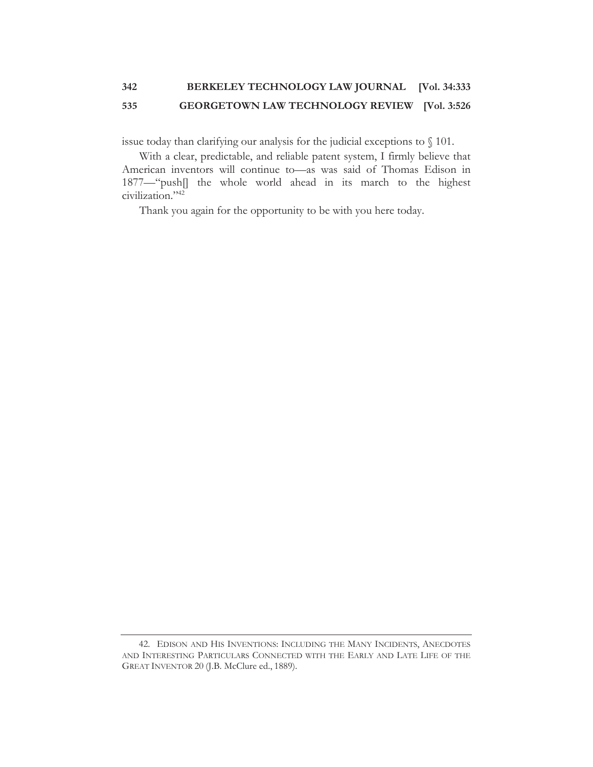issue today than clarifying our analysis for the judicial exceptions to § 101.

With a clear, predictable, and reliable patent system, I firmly believe that American inventors will continue to—as was said of Thomas Edison in 1877—"push[] the whole world ahead in its march to the highest civilization."[42]

Thank you again for the opportunity to be with you here today.

---

42. EDISON AND HIS INVENTIONS: INCLUDING THE MANY INCIDENTS, ANECDOTES AND INTERESTING PARTICULARS CONNECTED WITH THE EARLY AND LATE LIFE OF THE GREAT INVENTOR 20 (J.B. McClure ed., 1889).